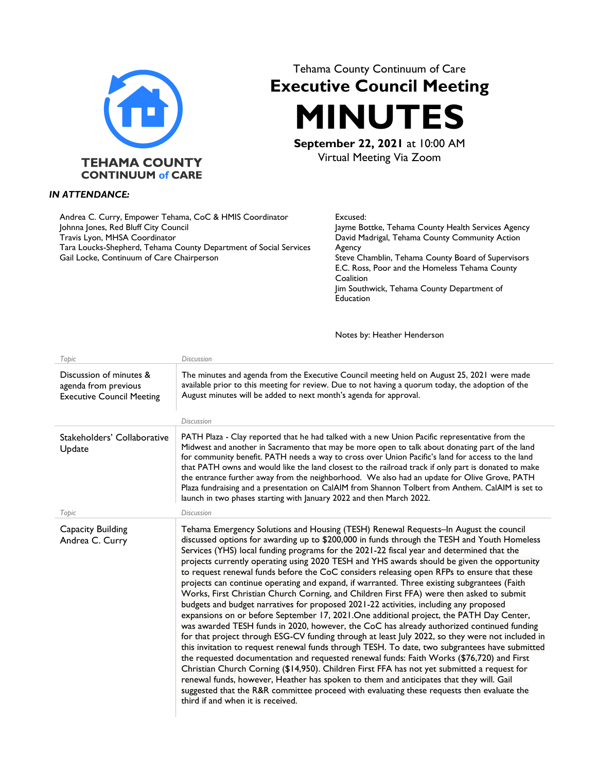**TEHAMA COUNTY CONTINUUM of CARE**

Tehama County Continuum of Care

# Executive Council Meeting

# MINUTES

**September 22, 2021** at 10:00 AM
Virtual Meeting Via Zoom

***IN ATTENDANCE:***

Andrea C. Curry, Empower Tehama, CoC & HMIS Coordinator
Johnna Jones, Red Bluff City Council
Travis Lyon, MHSA Coordinator
Tara Loucks-Shepherd, Tehama County Department of Social Services
Gail Locke, Continuum of Care Chairperson

Excused:
Jayme Bottke, Tehama County Health Services Agency
David Madrigal, Tehama County Community Action Agency
Steve Chamblin, Tehama County Board of Supervisors
E.C. Ross, Poor and the Homeless Tehama County Coalition
Jim Southwick, Tehama County Department of Education

Notes by: Heather Henderson

| *Topic* | *Discussion* |
|---|---|
| Discussion of minutes & agenda from previous Executive Council Meeting | The minutes and agenda from the Executive Council meeting held on August 25, 2021 were made available prior to this meeting for review. Due to not having a quorum today, the adoption of the August minutes will be added to next month's agenda for approval. |
| | *Discussion* |
| Stakeholders' Collaborative Update | PATH Plaza - Clay reported that he had talked with a new Union Pacific representative from the Midwest and another in Sacramento that may be more open to talk about donating part of the land for community benefit. PATH needs a way to cross over Union Pacific's land for access to the land that PATH owns and would like the land closest to the railroad track if only part is donated to make the entrance further away from the neighborhood. We also had an update for Olive Grove, PATH Plaza fundraising and a presentation on CalAIM from Shannon Tolbert from Anthem. CalAIM is set to launch in two phases starting with January 2022 and then March 2022. |
| *Topic* | *Discussion* |
| Capacity Building<br>Andrea C. Curry | Tehama Emergency Solutions and Housing (TESH) Renewal Requests–In August the council discussed options for awarding up to $200,000 in funds through the TESH and Youth Homeless Services (YHS) local funding programs for the 2021-22 fiscal year and determined that the projects currently operating using 2020 TESH and YHS awards should be given the opportunity to request renewal funds before the CoC considers releasing open RFPs to ensure that these projects can continue operating and expand, if warranted. Three existing subgrantees (Faith Works, First Christian Church Corning, and Children First FFA) were then asked to submit budgets and budget narratives for proposed 2021-22 activities, including any proposed expansions on or before September 17, 2021.One additional project, the PATH Day Center, was awarded TESH funds in 2020, however, the CoC has already authorized continued funding for that project through ESG-CV funding through at least July 2022, so they were not included in this invitation to request renewal funds through TESH. To date, two subgrantees have submitted the requested documentation and requested renewal funds: Faith Works ($76,720) and First Christian Church Corning ($14,950). Children First FFA has not yet submitted a request for renewal funds, however, Heather has spoken to them and anticipates that they will. Gail suggested that the R&R committee proceed with evaluating these requests then evaluate the third if and when it is received. |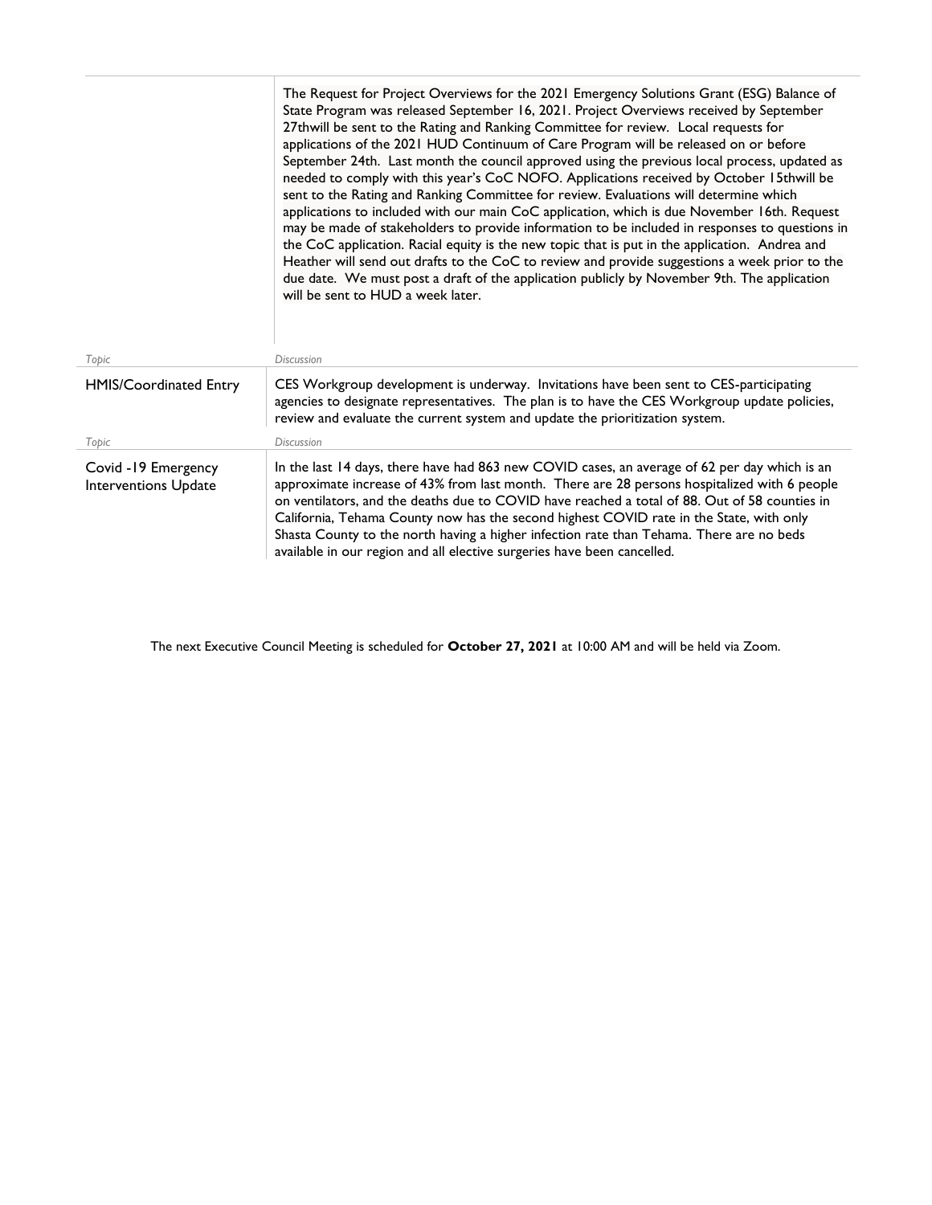| | |
|---|---|
| | The Request for Project Overviews for the 2021 Emergency Solutions Grant (ESG) Balance of State Program was released September 16, 2021. Project Overviews received by September 27thwill be sent to the Rating and Ranking Committee for review. Local requests for applications of the 2021 HUD Continuum of Care Program will be released on or before September 24th. Last month the council approved using the previous local process, updated as needed to comply with this year's CoC NOFO. Applications received by October 15thwill be sent to the Rating and Ranking Committee for review. Evaluations will determine which applications to included with our main CoC application, which is due November 16th. Request may be made of stakeholders to provide information to be included in responses to questions in the CoC application. Racial equity is the new topic that is put in the application. Andrea and Heather will send out drafts to the CoC to review and provide suggestions a week prior to the due date. We must post a draft of the application publicly by November 9th. The application will be sent to HUD a week later. |

| *Topic* | *Discussion* |
|---|---|
| HMIS/Coordinated Entry | CES Workgroup development is underway. Invitations have been sent to CES-participating agencies to designate representatives. The plan is to have the CES Workgroup update policies, review and evaluate the current system and update the prioritization system. |

| *Topic* | *Discussion* |
|---|---|
| Covid -19 Emergency Interventions Update | In the last 14 days, there have had 863 new COVID cases, an average of 62 per day which is an approximate increase of 43% from last month. There are 28 persons hospitalized with 6 people on ventilators, and the deaths due to COVID have reached a total of 88. Out of 58 counties in California, Tehama County now has the second highest COVID rate in the State, with only Shasta County to the north having a higher infection rate than Tehama. There are no beds available in our region and all elective surgeries have been cancelled. |

The next Executive Council Meeting is scheduled for **October 27, 2021** at 10:00 AM and will be held via Zoom.